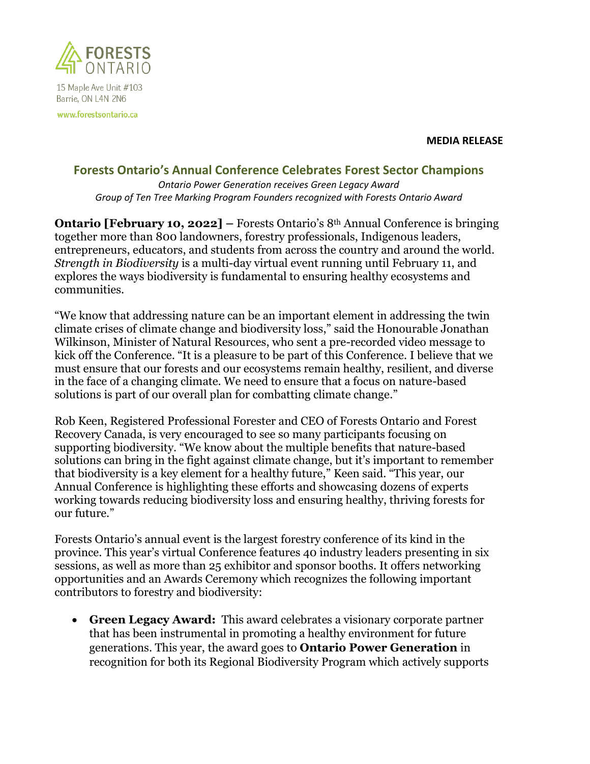FORESTS ONTARIO

15 Maple Ave Unit #103
Barrie, ON L4N 2N6
www.forestsontario.ca

**MEDIA RELEASE**

## Forests Ontario's Annual Conference Celebrates Forest Sector Champions

*Ontario Power Generation receives Green Legacy Award*
*Group of Ten Tree Marking Program Founders recognized with Forests Ontario Award*

**Ontario [February 10, 2022] –** Forests Ontario's 8th Annual Conference is bringing together more than 800 landowners, forestry professionals, Indigenous leaders, entrepreneurs, educators, and students from across the country and around the world. *Strength in Biodiversity* is a multi-day virtual event running until February 11, and explores the ways biodiversity is fundamental to ensuring healthy ecosystems and communities.

"We know that addressing nature can be an important element in addressing the twin climate crises of climate change and biodiversity loss," said the Honourable Jonathan Wilkinson, Minister of Natural Resources, who sent a pre-recorded video message to kick off the Conference. "It is a pleasure to be part of this Conference. I believe that we must ensure that our forests and our ecosystems remain healthy, resilient, and diverse in the face of a changing climate. We need to ensure that a focus on nature-based solutions is part of our overall plan for combatting climate change."

Rob Keen, Registered Professional Forester and CEO of Forests Ontario and Forest Recovery Canada, is very encouraged to see so many participants focusing on supporting biodiversity. "We know about the multiple benefits that nature-based solutions can bring in the fight against climate change, but it's important to remember that biodiversity is a key element for a healthy future," Keen said. "This year, our Annual Conference is highlighting these efforts and showcasing dozens of experts working towards reducing biodiversity loss and ensuring healthy, thriving forests for our future."

Forests Ontario's annual event is the largest forestry conference of its kind in the province. This year's virtual Conference features 40 industry leaders presenting in six sessions, as well as more than 25 exhibitor and sponsor booths. It offers networking opportunities and an Awards Ceremony which recognizes the following important contributors to forestry and biodiversity:

- **Green Legacy Award:** This award celebrates a visionary corporate partner that has been instrumental in promoting a healthy environment for future generations. This year, the award goes to **Ontario Power Generation** in recognition for both its Regional Biodiversity Program which actively supports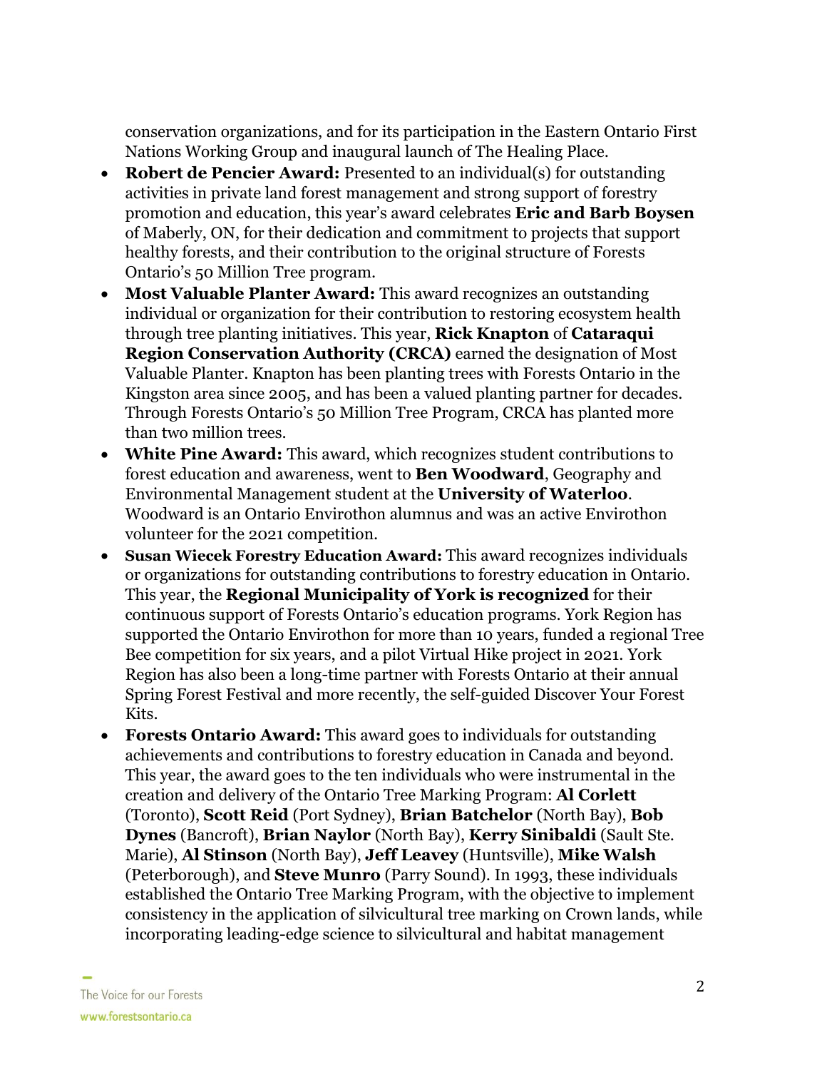conservation organizations, and for its participation in the Eastern Ontario First Nations Working Group and inaugural launch of The Healing Place.

- **Robert de Pencier Award:** Presented to an individual(s) for outstanding activities in private land forest management and strong support of forestry promotion and education, this year's award celebrates **Eric and Barb Boysen** of Maberly, ON, for their dedication and commitment to projects that support healthy forests, and their contribution to the original structure of Forests Ontario's 50 Million Tree program.
- **Most Valuable Planter Award:** This award recognizes an outstanding individual or organization for their contribution to restoring ecosystem health through tree planting initiatives. This year, **Rick Knapton** of **Cataraqui Region Conservation Authority (CRCA)** earned the designation of Most Valuable Planter. Knapton has been planting trees with Forests Ontario in the Kingston area since 2005, and has been a valued planting partner for decades. Through Forests Ontario's 50 Million Tree Program, CRCA has planted more than two million trees.
- **White Pine Award:** This award, which recognizes student contributions to forest education and awareness, went to **Ben Woodward**, Geography and Environmental Management student at the **University of Waterloo**. Woodward is an Ontario Envirothon alumnus and was an active Envirothon volunteer for the 2021 competition.
- **Susan Wiecek Forestry Education Award:** This award recognizes individuals or organizations for outstanding contributions to forestry education in Ontario. This year, the **Regional Municipality of York is recognized** for their continuous support of Forests Ontario's education programs. York Region has supported the Ontario Envirothon for more than 10 years, funded a regional Tree Bee competition for six years, and a pilot Virtual Hike project in 2021. York Region has also been a long-time partner with Forests Ontario at their annual Spring Forest Festival and more recently, the self-guided Discover Your Forest Kits.
- **Forests Ontario Award:** This award goes to individuals for outstanding achievements and contributions to forestry education in Canada and beyond. This year, the award goes to the ten individuals who were instrumental in the creation and delivery of the Ontario Tree Marking Program: **Al Corlett** (Toronto), **Scott Reid** (Port Sydney), **Brian Batchelor** (North Bay), **Bob Dynes** (Bancroft), **Brian Naylor** (North Bay), **Kerry Sinibaldi** (Sault Ste. Marie), **Al Stinson** (North Bay), **Jeff Leavey** (Huntsville), **Mike Walsh** (Peterborough), and **Steve Munro** (Parry Sound). In 1993, these individuals established the Ontario Tree Marking Program, with the objective to implement consistency in the application of silvicultural tree marking on Crown lands, while incorporating leading-edge science to silvicultural and habitat management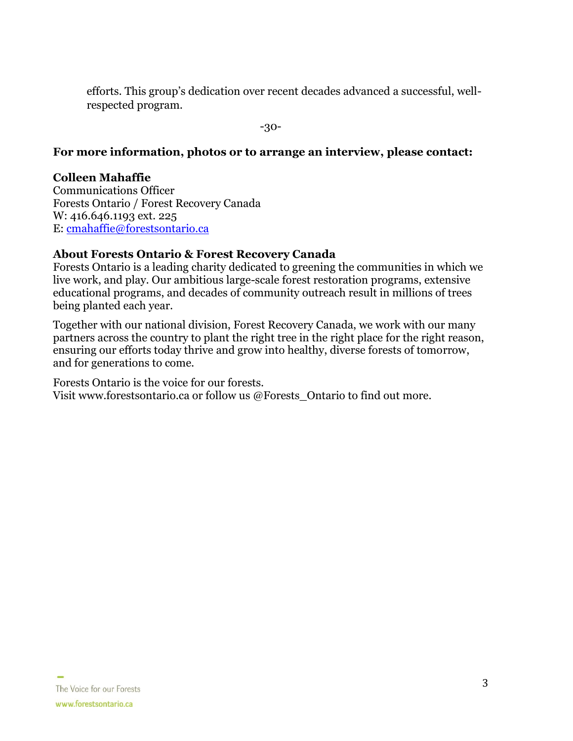efforts. This group's dedication over recent decades advanced a successful, well-respected program.

-30-

**For more information, photos or to arrange an interview, please contact:**

**Colleen Mahaffie**
Communications Officer
Forests Ontario / Forest Recovery Canada
W: 416.646.1193 ext. 225
E: cmahaffie@forestsontario.ca

**About Forests Ontario & Forest Recovery Canada**
Forests Ontario is a leading charity dedicated to greening the communities in which we live work, and play. Our ambitious large-scale forest restoration programs, extensive educational programs, and decades of community outreach result in millions of trees being planted each year.

Together with our national division, Forest Recovery Canada, we work with our many partners across the country to plant the right tree in the right place for the right reason, ensuring our efforts today thrive and grow into healthy, diverse forests of tomorrow, and for generations to come.

Forests Ontario is the voice for our forests.
Visit www.forestsontario.ca or follow us @Forests_Ontario to find out more.